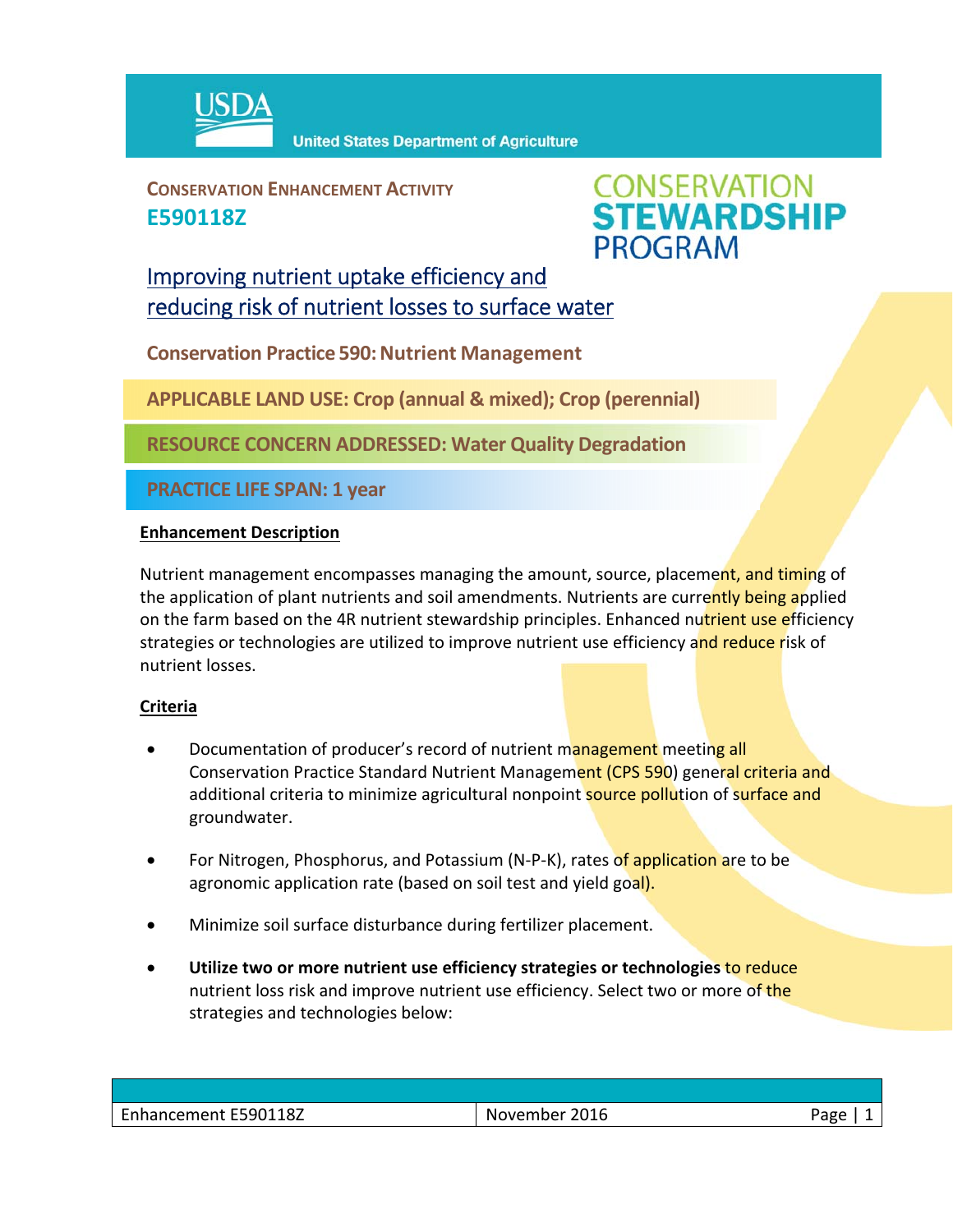USDA United States Department of Agriculture

**CONSERVATION ENHANCEMENT ACTIVITY**

**E590118Z**

CONSERVATION STEWARDSHIP PROGRAM

# Improving nutrient uptake efficiency and reducing risk of nutrient losses to surface water

**Conservation Practice 590: Nutrient Management**

**APPLICABLE LAND USE: Crop (annual & mixed); Crop (perennial)**

**RESOURCE CONCERN ADDRESSED: Water Quality Degradation**

**PRACTICE LIFE SPAN: 1 year**

## Enhancement Description

Nutrient management encompasses managing the amount, source, placement, and timing of the application of plant nutrients and soil amendments. Nutrients are currently being applied on the farm based on the 4R nutrient stewardship principles. Enhanced nutrient use efficiency strategies or technologies are utilized to improve nutrient use efficiency and reduce risk of nutrient losses.

## Criteria

- Documentation of producer's record of nutrient management meeting all Conservation Practice Standard Nutrient Management (CPS 590) general criteria and additional criteria to minimize agricultural nonpoint source pollution of surface and groundwater.
- For Nitrogen, Phosphorus, and Potassium (N-P-K), rates of application are to be agronomic application rate (based on soil test and yield goal).
- Minimize soil surface disturbance during fertilizer placement.
- **Utilize two or more nutrient use efficiency strategies or technologies** to reduce nutrient loss risk and improve nutrient use efficiency. Select two or more of the strategies and technologies below: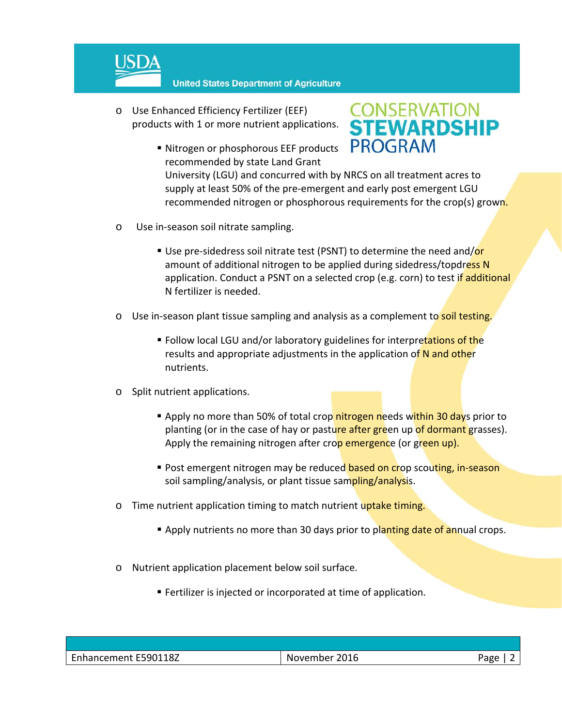- Use Enhanced Efficiency Fertilizer (EEF) products with 1 or more nutrient applications.
  - Nitrogen or phosphorous EEF products recommended by state Land Grant University (LGU) and concurred with by NRCS on all treatment acres to supply at least 50% of the pre-emergent and early post emergent LGU recommended nitrogen or phosphorous requirements for the crop(s) grown.

- Use in-season soil nitrate sampling.
  - Use pre-sidedress soil nitrate test (PSNT) to determine the need and/or amount of additional nitrogen to be applied during sidedress/topdress N application. Conduct a PSNT on a selected crop (e.g. corn) to test if additional N fertilizer is needed.

- Use in-season plant tissue sampling and analysis as a complement to soil testing.
  - Follow local LGU and/or laboratory guidelines for interpretations of the results and appropriate adjustments in the application of N and other nutrients.

- Split nutrient applications.
  - Apply no more than 50% of total crop nitrogen needs within 30 days prior to planting (or in the case of hay or pasture after green up of dormant grasses). Apply the remaining nitrogen after crop emergence (or green up).
  - Post emergent nitrogen may be reduced based on crop scouting, in-season soil sampling/analysis, or plant tissue sampling/analysis.

- Time nutrient application timing to match nutrient uptake timing.
  - Apply nutrients no more than 30 days prior to planting date of annual crops.

- Nutrient application placement below soil surface.
  - Fertilizer is injected or incorporated at time of application.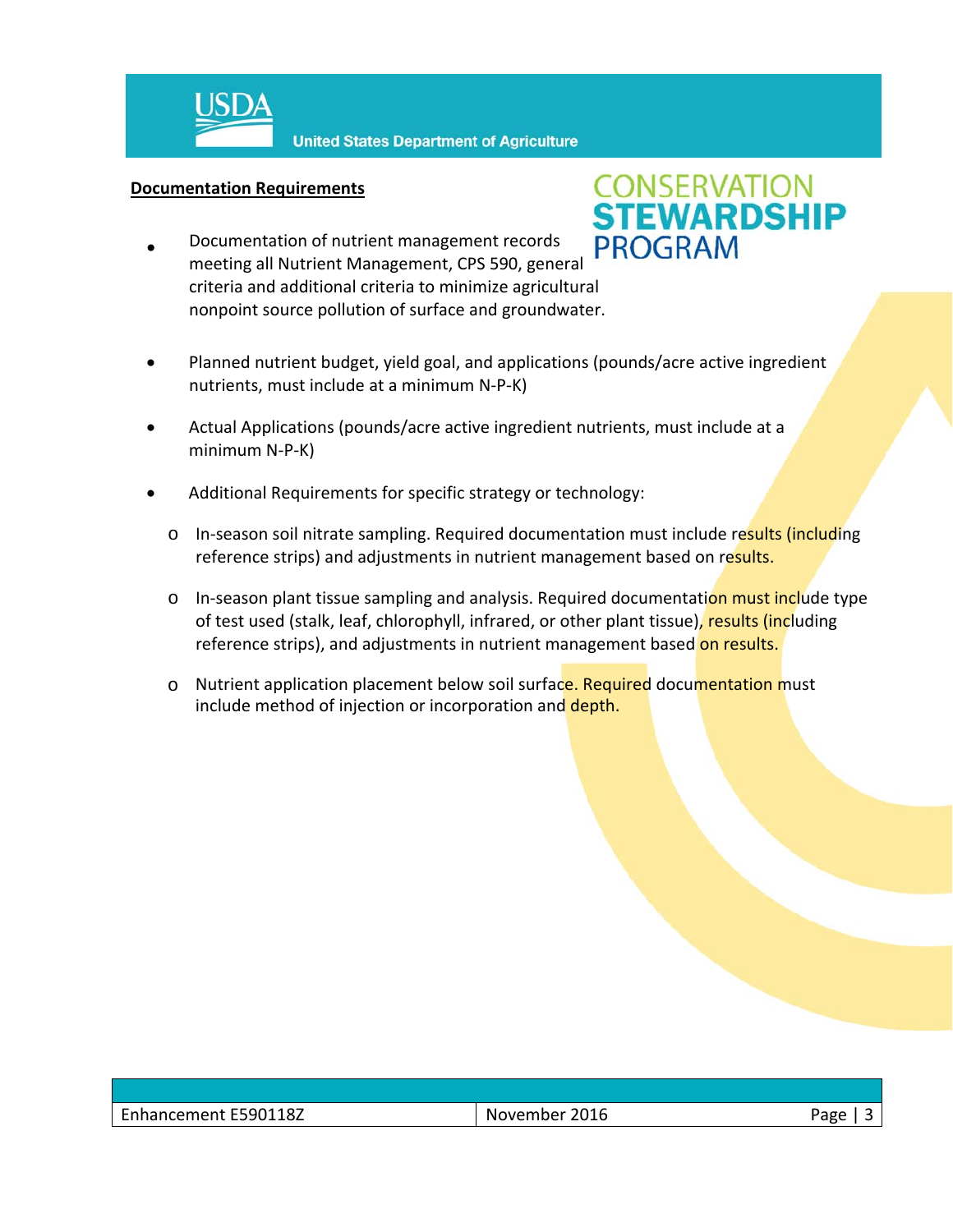**Documentation Requirements**

- Documentation of nutrient management records meeting all Nutrient Management, CPS 590, general criteria and additional criteria to minimize agricultural nonpoint source pollution of surface and groundwater.
- Planned nutrient budget, yield goal, and applications (pounds/acre active ingredient nutrients, must include at a minimum N-P-K)
- Actual Applications (pounds/acre active ingredient nutrients, must include at a minimum N-P-K)
- Additional Requirements for specific strategy or technology:
  - In-season soil nitrate sampling. Required documentation must include results (including reference strips) and adjustments in nutrient management based on results.
  - In-season plant tissue sampling and analysis. Required documentation must include type of test used (stalk, leaf, chlorophyll, infrared, or other plant tissue), results (including reference strips), and adjustments in nutrient management based on results.
  - Nutrient application placement below soil surface. Required documentation must include method of injection or incorporation and depth.